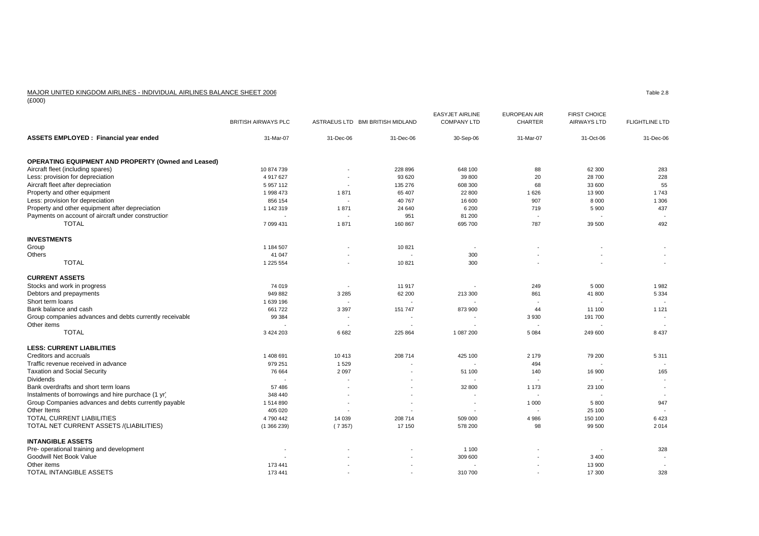MAJOR UNITED KINGDOM AIRLINES - INDIVIDUAL AIRLINES BALANCE SHEET 2006

Table 2.8

(£000)

| | BRITISH AIRWAYS PLC | ASTRAEUS LTD | BMI BRITISH MIDLAND | EASYJET AIRLINE COMPANY LTD | EUROPEAN AIR CHARTER | FIRST CHOICE AIRWAYS LTD | FLIGHTLINE LTD |
|---|---|---|---|---|---|---|---|
| **ASSETS EMPLOYED : Financial year ended** | 31-Mar-07 | 31-Dec-06 | 31-Dec-06 | 30-Sep-06 | 31-Mar-07 | 31-Oct-06 | 31-Dec-06 |
| **OPERATING EQUIPMENT AND PROPERTY (Owned and Leased)** | | | | | | | |
| Aircraft fleet (including spares) | 10 874 739 | - | 228 896 | 648 100 | 88 | 62 300 | 283 |
| Less: provision for depreciation | 4 917 627 | - | 93 620 | 39 800 | 20 | 28 700 | 228 |
| Aircraft fleet after depreciation | 5 957 112 | - | 135 276 | 608 300 | 68 | 33 600 | 55 |
| Property and other equipment | 1 998 473 | 1 871 | 65 407 | 22 800 | 1 626 | 13 900 | 1 743 |
| Less: provision for depreciation | 856 154 | - | 40 767 | 16 600 | 907 | 8 000 | 1 306 |
| Property and other equipment after depreciation | 1 142 319 | 1 871 | 24 640 | 6 200 | 719 | 5 900 | 437 |
| Payments on account of aircraft under construction | - | - | 951 | 81 200 | - | - | - |
| TOTAL | 7 099 431 | 1 871 | 160 867 | 695 700 | 787 | 39 500 | 492 |
| **INVESTMENTS** | | | | | | | |
| Group | 1 184 507 | - | 10 821 | - | - | - | - |
| Others | 41 047 | - | - | 300 | - | - | - |
| TOTAL | 1 225 554 | - | 10 821 | 300 | - | - | - |
| **CURRENT ASSETS** | | | | | | | |
| Stocks and work in progress | 74 019 | - | 11 917 | - | 249 | 5 000 | 1 982 |
| Debtors and prepayments | 949 882 | 3 285 | 62 200 | 213 300 | 861 | 41 800 | 5 334 |
| Short term loans | 1 639 196 | - | - | - | - | - | - |
| Bank balance and cash | 661 722 | 3 397 | 151 747 | 873 900 | 44 | 11 100 | 1 121 |
| Group companies advances and debts currently receivable | 99 384 | - | - | - | 3 930 | 191 700 | - |
| Other items | - | - | - | - | - | - | - |
| TOTAL | 3 424 203 | 6 682 | 225 864 | 1 087 200 | 5 084 | 249 600 | 8 437 |
| **LESS: CURRENT LIABILITIES** | | | | | | | |
| Creditors and accruals | 1 408 691 | 10 413 | 208 714 | 425 100 | 2 179 | 79 200 | 5 311 |
| Traffic revenue received in advance | 979 251 | 1 529 | - | - | 494 | - | - |
| Taxation and Social Security | 76 664 | 2 097 | - | 51 100 | 140 | 16 900 | 165 |
| Dividends | - | - | - | - | - | - | - |
| Bank overdrafts and short term loans | 57 486 | - | - | 32 800 | 1 173 | 23 100 | - |
| Instalments of borrowings and hire purchace (1 yr) | 348 440 | - | - | - | - | - | - |
| Group Companies advances and debts currently payable | 1 514 890 | - | - | - | 1 000 | 5 800 | 947 |
| Other Items | 405 020 | - | - | - | - | 25 100 | - |
| TOTAL CURRENT LIABILITIES | 4 790 442 | 14 039 | 208 714 | 509 000 | 4 986 | 150 100 | 6 423 |
| TOTAL NET CURRENT ASSETS /(LIABILITIES) | (1 366 239) | ( 7 357) | 17 150 | 578 200 | 98 | 99 500 | 2 014 |
| **INTANGIBLE ASSETS** | | | | | | | |
| Pre- operational training and development | - | - | - | 1 100 | - | - | 328 |
| Goodwill Net Book Value | - | - | - | 309 600 | - | 3 400 | - |
| Other items | 173 441 | - | - | - | - | 13 900 | - |
| TOTAL INTANGIBLE ASSETS | 173 441 | - | - | 310 700 | - | 17 300 | 328 |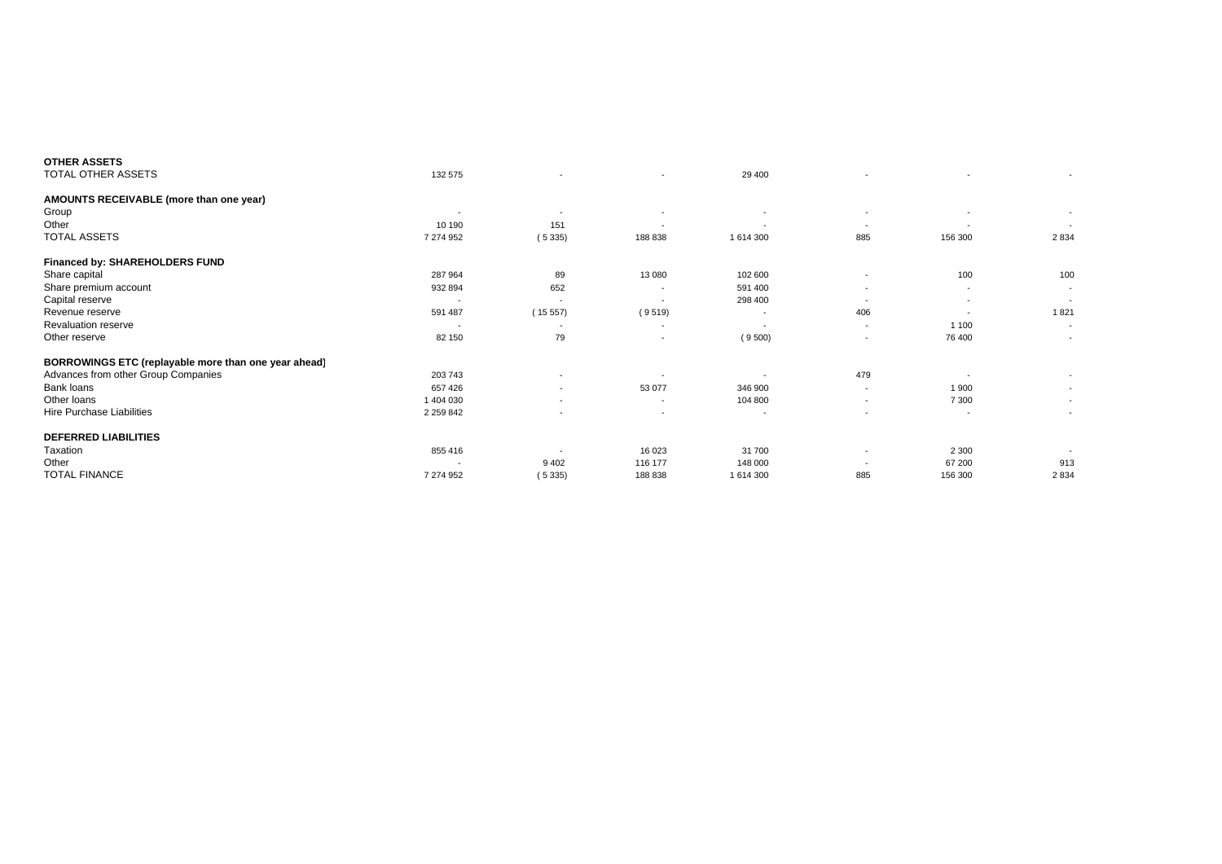| | | | | | | | |
|---|---|---|---|---|---|---|---|
| **OTHER ASSETS** | | | | | | | |
| TOTAL OTHER ASSETS | 132 575 | - | - | 29 400 | - | - | - |
| **AMOUNTS RECEIVABLE (more than one year)** | | | | | | | |
| Group | - | - | - | - | - | - | - |
| Other | 10 190 | 151 | - | - | - | - | - |
| TOTAL ASSETS | 7 274 952 | ( 5 335) | 188 838 | 1 614 300 | 885 | 156 300 | 2 834 |
| **Financed by: SHAREHOLDERS FUND** | | | | | | | |
| Share capital | 287 964 | 89 | 13 080 | 102 600 | - | 100 | 100 |
| Share premium account | 932 894 | 652 | - | 591 400 | - | - | - |
| Capital reserve | - | - | - | 298 400 | - | - | - |
| Revenue reserve | 591 487 | ( 15 557) | ( 9 519) | - | 406 | - | 1 821 |
| Revaluation reserve | - | - | - | - | - | 1 100 | - |
| Other reserve | 82 150 | 79 | - | ( 9 500) | - | 76 400 | - |
| **BORROWINGS ETC (replayable more than one year ahead)** | | | | | | | |
| Advances from other Group Companies | 203 743 | - | - | - | 479 | - | - |
| Bank loans | 657 426 | - | 53 077 | 346 900 | - | 1 900 | - |
| Other loans | 1 404 030 | - | - | 104 800 | - | 7 300 | - |
| Hire Purchase Liabilities | 2 259 842 | - | - | - | - | - | - |
| **DEFERRED LIABILITIES** | | | | | | | |
| Taxation | 855 416 | - | 16 023 | 31 700 | - | 2 300 | - |
| Other | - | 9 402 | 116 177 | 148 000 | - | 67 200 | 913 |
| TOTAL FINANCE | 7 274 952 | ( 5 335) | 188 838 | 1 614 300 | 885 | 156 300 | 2 834 |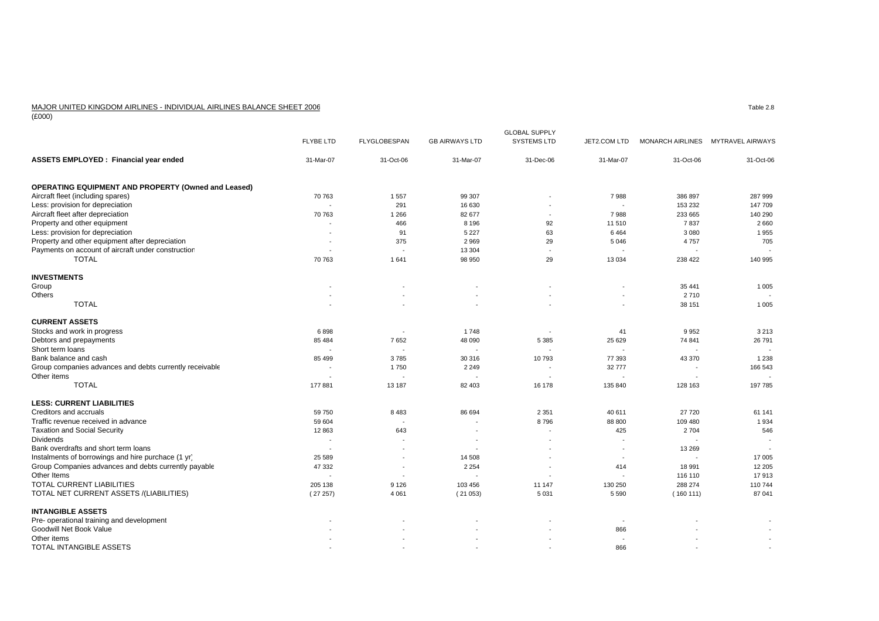MAJOR UNITED KINGDOM AIRLINES - INDIVIDUAL AIRLINES BALANCE SHEET 2006

(£000)

Table 2.8

| | FLYBE LTD | FLYGLOBESPAN | GB AIRWAYS LTD | GLOBAL SUPPLY SYSTEMS LTD | JET2.COM LTD | MONARCH AIRLINES | MYTRAVEL AIRWAYS |
|---|---|---|---|---|---|---|---|
| **ASSETS EMPLOYED : Financial year ended** | 31-Mar-07 | 31-Oct-06 | 31-Mar-07 | 31-Dec-06 | 31-Mar-07 | 31-Oct-06 | 31-Oct-06 |
| **OPERATING EQUIPMENT AND PROPERTY (Owned and Leased)** | | | | | | | |
| Aircraft fleet (including spares) | 70 763 | 1 557 | 99 307 | - | 7 988 | 386 897 | 287 999 |
| Less: provision for depreciation | - | 291 | 16 630 | - | - | 153 232 | 147 709 |
| Aircraft fleet after depreciation | 70 763 | 1 266 | 82 677 | - | 7 988 | 233 665 | 140 290 |
| Property and other equipment | - | 466 | 8 196 | 92 | 11 510 | 7 837 | 2 660 |
| Less: provision for depreciation | - | 91 | 5 227 | 63 | 6 464 | 3 080 | 1 955 |
| Property and other equipment after depreciation | - | 375 | 2 969 | 29 | 5 046 | 4 757 | 705 |
| Payments on account of aircraft under construction | - | - | 13 304 | - | - | - | - |
| TOTAL | 70 763 | 1 641 | 98 950 | 29 | 13 034 | 238 422 | 140 995 |
| **INVESTMENTS** | | | | | | | |
| Group | - | - | - | - | - | 35 441 | 1 005 |
| Others | - | - | - | - | - | 2 710 | - |
| TOTAL | - | - | - | - | - | 38 151 | 1 005 |
| **CURRENT ASSETS** | | | | | | | |
| Stocks and work in progress | 6 898 | - | 1 748 | - | 41 | 9 952 | 3 213 |
| Debtors and prepayments | 85 484 | 7 652 | 48 090 | 5 385 | 25 629 | 74 841 | 26 791 |
| Short term loans | - | - | - | - | - | - | - |
| Bank balance and cash | 85 499 | 3 785 | 30 316 | 10 793 | 77 393 | 43 370 | 1 238 |
| Group companies advances and debts currently receivable | - | 1 750 | 2 249 | - | 32 777 | - | 166 543 |
| Other items | - | - | - | - | - | - | - |
| TOTAL | 177 881 | 13 187 | 82 403 | 16 178 | 135 840 | 128 163 | 197 785 |
| **LESS: CURRENT LIABILITIES** | | | | | | | |
| Creditors and accruals | 59 750 | 8 483 | 86 694 | 2 351 | 40 611 | 27 720 | 61 141 |
| Traffic revenue received in advance | 59 604 | - | - | 8 796 | 88 800 | 109 480 | 1 934 |
| Taxation and Social Security | 12 863 | 643 | - | - | 425 | 2 704 | 546 |
| Dividends | - | - | - | - | - | - | - |
| Bank overdrafts and short term loans | - | - | - | - | - | 13 269 | - |
| Instalments of borrowings and hire purchace (1 yr) | 25 589 | - | 14 508 | - | - | - | 17 005 |
| Group Companies advances and debts currently payable | 47 332 | - | 2 254 | - | 414 | 18 991 | 12 205 |
| Other Items | - | - | - | - | - | 116 110 | 17 913 |
| TOTAL CURRENT LIABILITIES | 205 138 | 9 126 | 103 456 | 11 147 | 130 250 | 288 274 | 110 744 |
| TOTAL NET CURRENT ASSETS /(LIABILITIES) | ( 27 257) | 4 061 | ( 21 053) | 5 031 | 5 590 | ( 160 111) | 87 041 |
| **INTANGIBLE ASSETS** | | | | | | | |
| Pre- operational training and development | - | - | - | - | - | - | - |
| Goodwill Net Book Value | - | - | - | - | 866 | - | - |
| Other items | - | - | - | - | - | - | - |
| TOTAL INTANGIBLE ASSETS | - | - | - | - | 866 | - | - |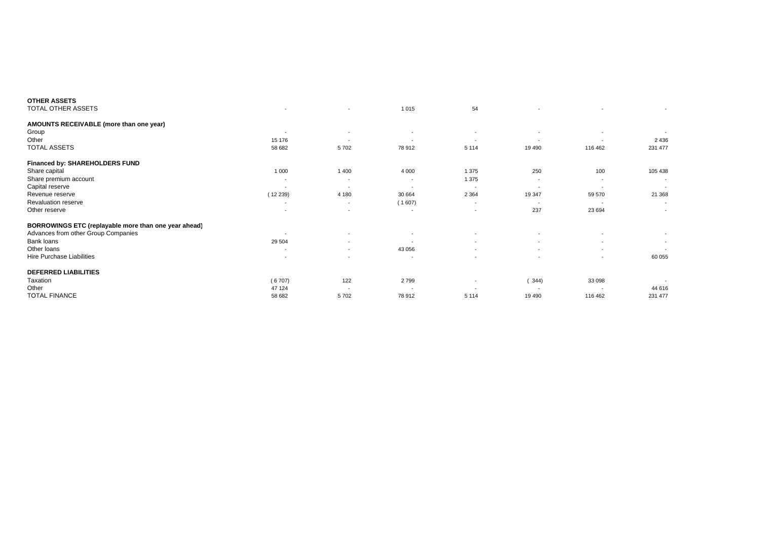| | | | | | | | |
|---|---|---|---|---|---|---|---|
| **OTHER ASSETS** | | | | | | | |
| TOTAL OTHER ASSETS | - | - | 1 015 | 54 | - | - | - |
| **AMOUNTS RECEIVABLE (more than one year)** | | | | | | | |
| Group | - | - | - | - | - | - | - |
| Other | 15 176 | - | - | - | - | - | 2 436 |
| TOTAL ASSETS | 58 682 | 5 702 | 78 912 | 5 114 | 19 490 | 116 462 | 231 477 |
| **Financed by: SHAREHOLDERS FUND** | | | | | | | |
| Share capital | 1 000 | 1 400 | 4 000 | 1 375 | 250 | 100 | 105 438 |
| Share premium account | - | - | - | 1 375 | - | - | - |
| Capital reserve | - | - | - | - | - | - | - |
| Revenue reserve | ( 12 239) | 4 180 | 30 664 | 2 364 | 19 347 | 59 570 | 21 368 |
| Revaluation reserve | - | - | ( 1 607) | - | - | - | - |
| Other reserve | - | - | - | - | 237 | 23 694 | - |
| **BORROWINGS ETC (replayable more than one year ahead)** | | | | | | | |
| Advances from other Group Companies | - | - | - | - | - | - | - |
| Bank loans | 29 504 | - | - | - | - | - | - |
| Other loans | - | - | 43 056 | - | - | - | - |
| Hire Purchase Liabilities | - | - | - | - | - | - | 60 055 |
| **DEFERRED LIABILITIES** | | | | | | | |
| Taxation | ( 6 707) | 122 | 2 799 | - | ( 344) | 33 098 | - |
| Other | 47 124 | - | - | - | - | - | 44 616 |
| TOTAL FINANCE | 58 682 | 5 702 | 78 912 | 5 114 | 19 490 | 116 462 | 231 477 |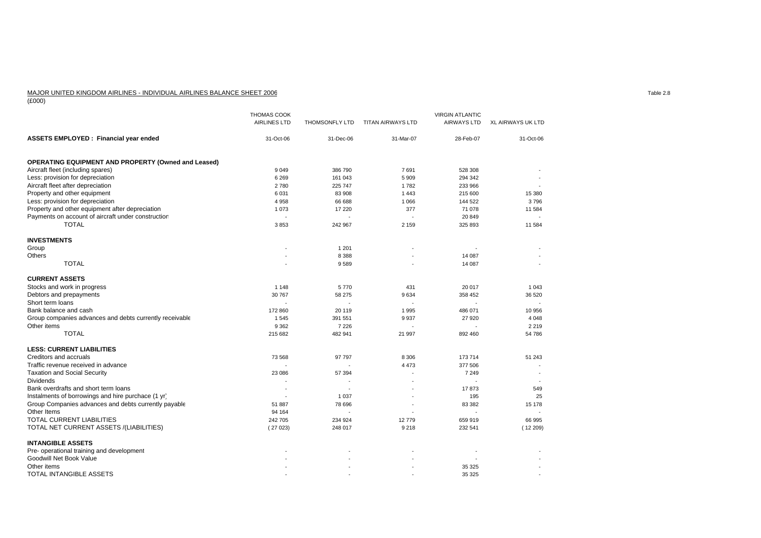MAJOR UNITED KINGDOM AIRLINES - INDIVIDUAL AIRLINES BALANCE SHEET 2006

(£000)

Table 2.8

| | THOMAS COOK AIRLINES LTD | THOMSONFLY LTD | TITAN AIRWAYS LTD | VIRGIN ATLANTIC AIRWAYS LTD | XL AIRWAYS UK LTD |
|---|---|---|---|---|---|
| **ASSETS EMPLOYED : Financial year ended** | 31-Oct-06 | 31-Dec-06 | 31-Mar-07 | 28-Feb-07 | 31-Oct-06 |
| **OPERATING EQUIPMENT AND PROPERTY (Owned and Leased)** | | | | | |
| Aircraft fleet (including spares) | 9 049 | 386 790 | 7 691 | 528 308 | - |
| Less: provision for depreciation | 6 269 | 161 043 | 5 909 | 294 342 | - |
| Aircraft fleet after depreciation | 2 780 | 225 747 | 1 782 | 233 966 | - |
| Property and other equipment | 6 031 | 83 908 | 1 443 | 215 600 | 15 380 |
| Less: provision for depreciation | 4 958 | 66 688 | 1 066 | 144 522 | 3 796 |
| Property and other equipment after depreciation | 1 073 | 17 220 | 377 | 71 078 | 11 584 |
| Payments on account of aircraft under construction | - | - | - | 20 849 | - |
| TOTAL | 3 853 | 242 967 | 2 159 | 325 893 | 11 584 |
| **INVESTMENTS** | | | | | |
| Group | - | 1 201 | - | - | - |
| Others | - | 8 388 | - | 14 087 | - |
| TOTAL | - | 9 589 | - | 14 087 | - |
| **CURRENT ASSETS** | | | | | |
| Stocks and work in progress | 1 148 | 5 770 | 431 | 20 017 | 1 043 |
| Debtors and prepayments | 30 767 | 58 275 | 9 634 | 358 452 | 36 520 |
| Short term loans | - | - | - | - | - |
| Bank balance and cash | 172 860 | 20 119 | 1 995 | 486 071 | 10 956 |
| Group companies advances and debts currently receivable | 1 545 | 391 551 | 9 937 | 27 920 | 4 048 |
| Other items | 9 362 | 7 226 | - | - | 2 219 |
| TOTAL | 215 682 | 482 941 | 21 997 | 892 460 | 54 786 |
| **LESS: CURRENT LIABILITIES** | | | | | |
| Creditors and accruals | 73 568 | 97 797 | 8 306 | 173 714 | 51 243 |
| Traffic revenue received in advance | - | - | 4 473 | 377 506 | - |
| Taxation and Social Security | 23 086 | 57 394 | - | 7 249 | - |
| Dividends | - | - | - | - | - |
| Bank overdrafts and short term loans | - | - | - | 17 873 | 549 |
| Instalments of borrowings and hire purchace (1 yr) | - | 1 037 | - | 195 | 25 |
| Group Companies advances and debts currently payable | 51 887 | 78 696 | - | 83 382 | 15 178 |
| Other Items | 94 164 | - | - | - | - |
| TOTAL CURRENT LIABILITIES | 242 705 | 234 924 | 12 779 | 659 919 | 66 995 |
| TOTAL NET CURRENT ASSETS /(LIABILITIES) | ( 27 023) | 248 017 | 9 218 | 232 541 | ( 12 209) |
| **INTANGIBLE ASSETS** | | | | | |
| Pre- operational training and development | - | - | - | - | - |
| Goodwill Net Book Value | - | - | - | - | - |
| Other items | - | - | - | 35 325 | - |
| TOTAL INTANGIBLE ASSETS | - | - | - | 35 325 | - |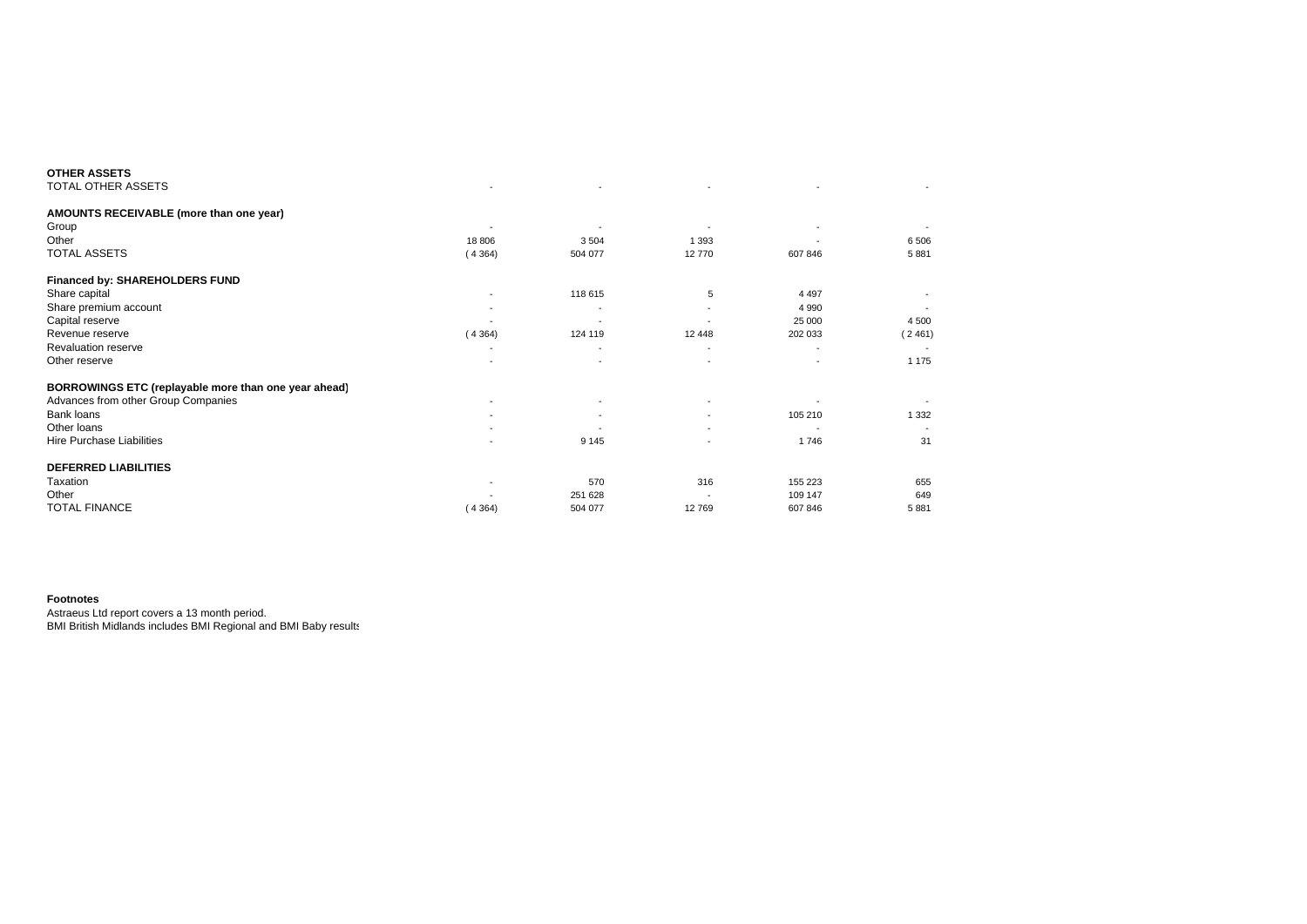| | | | | | |
|---|---|---|---|---|---|
| **OTHER ASSETS** | | | | | |
| TOTAL OTHER ASSETS | - | - | - | - | - |
| **AMOUNTS RECEIVABLE (more than one year)** | | | | | |
| Group | - | - | - | - | - |
| Other | 18 806 | 3 504 | 1 393 | - | 6 506 |
| TOTAL ASSETS | ( 4 364) | 504 077 | 12 770 | 607 846 | 5 881 |
| **Financed by: SHAREHOLDERS FUND** | | | | | |
| Share capital | - | 118 615 | 5 | 4 497 | - |
| Share premium account | - | - | - | 4 990 | - |
| Capital reserve | - | - | - | 25 000 | 4 500 |
| Revenue reserve | ( 4 364) | 124 119 | 12 448 | 202 033 | ( 2 461) |
| Revaluation reserve | - | - | - | - | - |
| Other reserve | - | - | - | - | 1 175 |
| **BORROWINGS ETC (replayable more than one year ahead)** | | | | | |
| Advances from other Group Companies | - | - | - | - | - |
| Bank loans | - | - | - | 105 210 | 1 332 |
| Other loans | - | - | - | - | - |
| Hire Purchase Liabilities | - | 9 145 | - | 1 746 | 31 |
| **DEFERRED LIABILITIES** | | | | | |
| Taxation | - | 570 | 316 | 155 223 | 655 |
| Other | - | 251 628 | - | 109 147 | 649 |
| TOTAL FINANCE | ( 4 364) | 504 077 | 12 769 | 607 846 | 5 881 |

**Footnotes**

Astraeus Ltd report covers a 13 month period.

BMI British Midlands includes BMI Regional and BMI Baby results